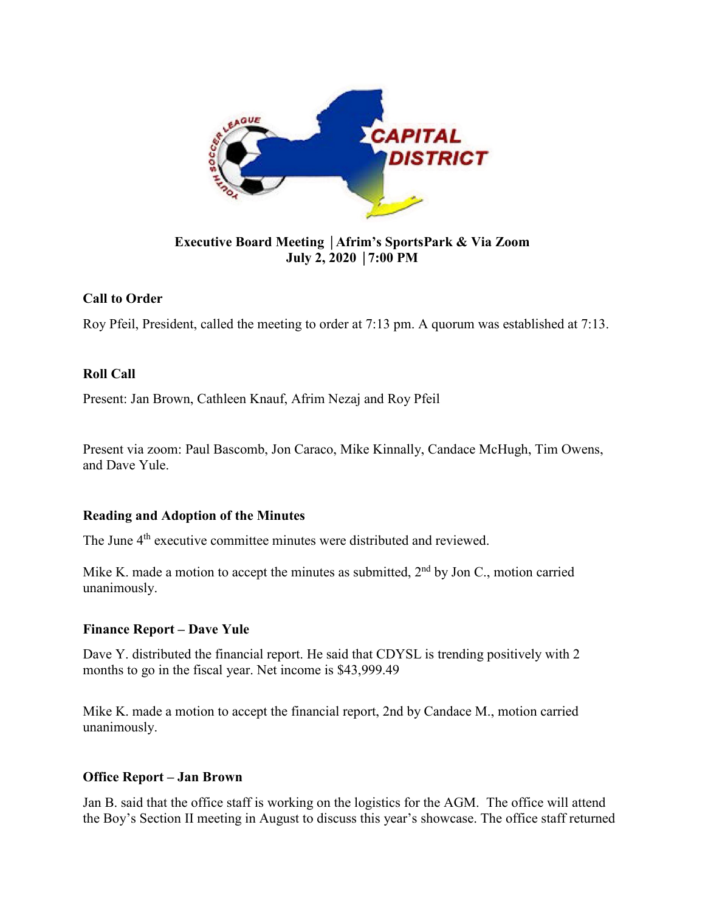**Executive Board Meeting | Afrim's SportsPark & Via Zoom**
**July 2, 2020 | 7:00 PM**

## Call to Order

Roy Pfeil, President, called the meeting to order at 7:13 pm. A quorum was established at 7:13.

## Roll Call

Present: Jan Brown, Cathleen Knauf, Afrim Nezaj and Roy Pfeil

Present via zoom: Paul Bascomb, Jon Caraco, Mike Kinnally, Candace McHugh, Tim Owens, and Dave Yule.

## Reading and Adoption of the Minutes

The June 4th executive committee minutes were distributed and reviewed.

Mike K. made a motion to accept the minutes as submitted, 2nd by Jon C., motion carried unanimously.

## Finance Report – Dave Yule

Dave Y. distributed the financial report. He said that CDYSL is trending positively with 2 months to go in the fiscal year. Net income is $43,999.49

Mike K. made a motion to accept the financial report, 2nd by Candace M., motion carried unanimously.

## Office Report – Jan Brown

Jan B. said that the office staff is working on the logistics for the AGM. The office will attend the Boy's Section II meeting in August to discuss this year's showcase. The office staff returned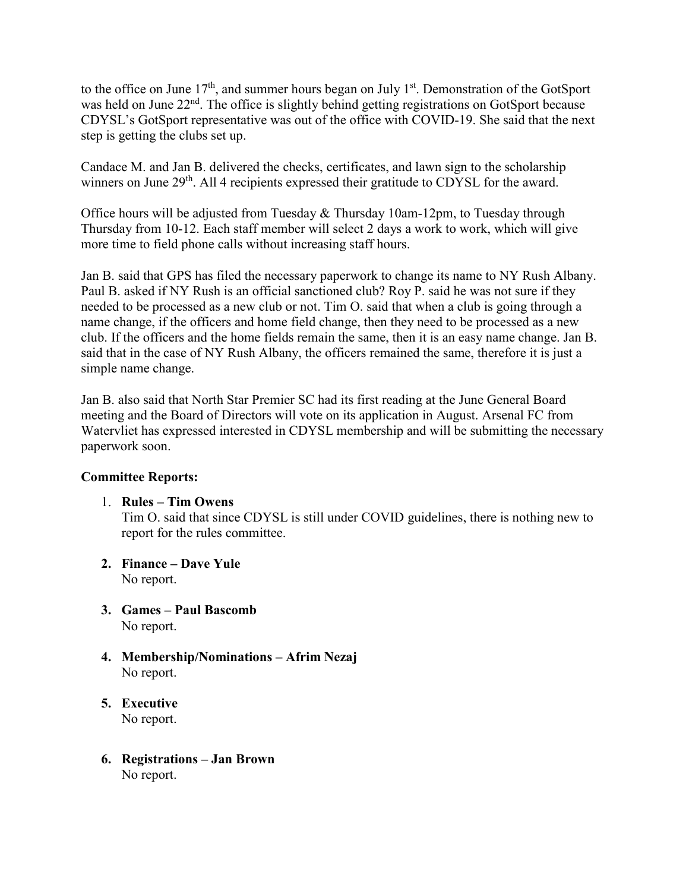to the office on June 17th, and summer hours began on July 1st. Demonstration of the GotSport was held on June 22nd. The office is slightly behind getting registrations on GotSport because CDYSL's GotSport representative was out of the office with COVID-19. She said that the next step is getting the clubs set up.

Candace M. and Jan B. delivered the checks, certificates, and lawn sign to the scholarship winners on June 29th. All 4 recipients expressed their gratitude to CDYSL for the award.

Office hours will be adjusted from Tuesday & Thursday 10am-12pm, to Tuesday through Thursday from 10-12. Each staff member will select 2 days a work to work, which will give more time to field phone calls without increasing staff hours.

Jan B. said that GPS has filed the necessary paperwork to change its name to NY Rush Albany. Paul B. asked if NY Rush is an official sanctioned club? Roy P. said he was not sure if they needed to be processed as a new club or not. Tim O. said that when a club is going through a name change, if the officers and home field change, then they need to be processed as a new club. If the officers and the home fields remain the same, then it is an easy name change. Jan B. said that in the case of NY Rush Albany, the officers remained the same, therefore it is just a simple name change.

Jan B. also said that North Star Premier SC had its first reading at the June General Board meeting and the Board of Directors will vote on its application in August. Arsenal FC from Watervliet has expressed interested in CDYSL membership and will be submitting the necessary paperwork soon.

**Committee Reports:**

1. **Rules – Tim Owens**
   Tim O. said that since CDYSL is still under COVID guidelines, there is nothing new to report for the rules committee.

2. **Finance – Dave Yule**
   No report.

3. **Games – Paul Bascomb**
   No report.

4. **Membership/Nominations – Afrim Nezaj**
   No report.

5. **Executive**
   No report.

6. **Registrations – Jan Brown**
   No report.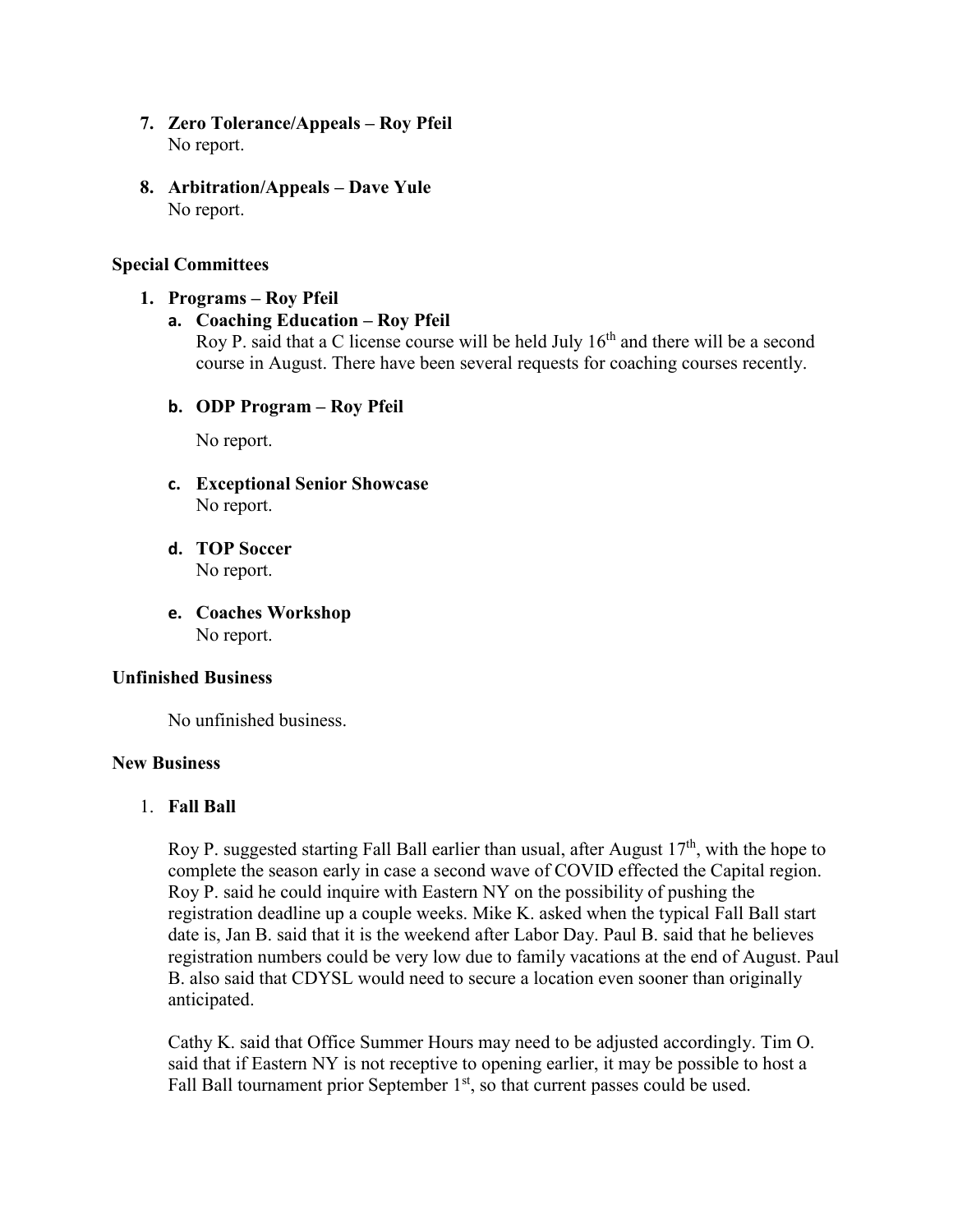7. **Zero Tolerance/Appeals – Roy Pfeil**
   No report.

8. **Arbitration/Appeals – Dave Yule**
   No report.

**Special Committees**

1. **Programs – Roy Pfeil**
   a. **Coaching Education – Roy Pfeil**
      Roy P. said that a C license course will be held July 16th and there will be a second course in August. There have been several requests for coaching courses recently.

   b. **ODP Program – Roy Pfeil**

      No report.

   c. **Exceptional Senior Showcase**
      No report.

   d. **TOP Soccer**
      No report.

   e. **Coaches Workshop**
      No report.

**Unfinished Business**

No unfinished business.

**New Business**

1. **Fall Ball**

   Roy P. suggested starting Fall Ball earlier than usual, after August 17th, with the hope to complete the season early in case a second wave of COVID effected the Capital region. Roy P. said he could inquire with Eastern NY on the possibility of pushing the registration deadline up a couple weeks. Mike K. asked when the typical Fall Ball start date is, Jan B. said that it is the weekend after Labor Day. Paul B. said that he believes registration numbers could be very low due to family vacations at the end of August. Paul B. also said that CDYSL would need to secure a location even sooner than originally anticipated.

   Cathy K. said that Office Summer Hours may need to be adjusted accordingly. Tim O. said that if Eastern NY is not receptive to opening earlier, it may be possible to host a Fall Ball tournament prior September 1st, so that current passes could be used.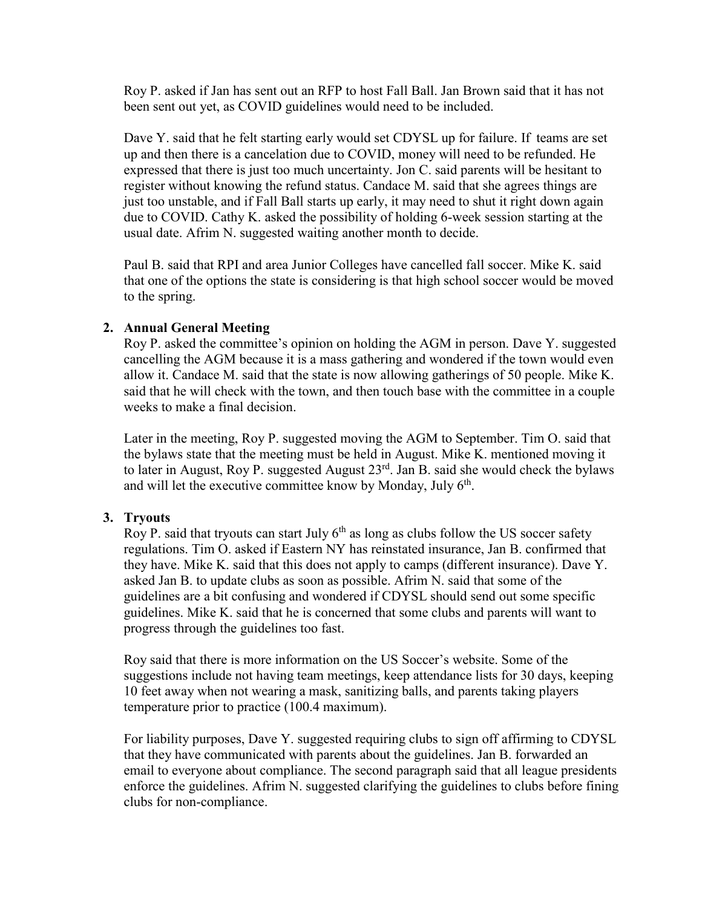Roy P. asked if Jan has sent out an RFP to host Fall Ball. Jan Brown said that it has not been sent out yet, as COVID guidelines would need to be included.

Dave Y. said that he felt starting early would set CDYSL up for failure. If teams are set up and then there is a cancelation due to COVID, money will need to be refunded. He expressed that there is just too much uncertainty. Jon C. said parents will be hesitant to register without knowing the refund status. Candace M. said that she agrees things are just too unstable, and if Fall Ball starts up early, it may need to shut it right down again due to COVID. Cathy K. asked the possibility of holding 6-week session starting at the usual date. Afrim N. suggested waiting another month to decide.

Paul B. said that RPI and area Junior Colleges have cancelled fall soccer. Mike K. said that one of the options the state is considering is that high school soccer would be moved to the spring.

2. **Annual General Meeting**

   Roy P. asked the committee's opinion on holding the AGM in person. Dave Y. suggested cancelling the AGM because it is a mass gathering and wondered if the town would even allow it. Candace M. said that the state is now allowing gatherings of 50 people. Mike K. said that he will check with the town, and then touch base with the committee in a couple weeks to make a final decision.

   Later in the meeting, Roy P. suggested moving the AGM to September. Tim O. said that the bylaws state that the meeting must be held in August. Mike K. mentioned moving it to later in August, Roy P. suggested August 23rd. Jan B. said she would check the bylaws and will let the executive committee know by Monday, July 6th.

3. **Tryouts**

   Roy P. said that tryouts can start July 6th as long as clubs follow the US soccer safety regulations. Tim O. asked if Eastern NY has reinstated insurance, Jan B. confirmed that they have. Mike K. said that this does not apply to camps (different insurance). Dave Y. asked Jan B. to update clubs as soon as possible. Afrim N. said that some of the guidelines are a bit confusing and wondered if CDYSL should send out some specific guidelines. Mike K. said that he is concerned that some clubs and parents will want to progress through the guidelines too fast.

   Roy said that there is more information on the US Soccer's website. Some of the suggestions include not having team meetings, keep attendance lists for 30 days, keeping 10 feet away when not wearing a mask, sanitizing balls, and parents taking players temperature prior to practice (100.4 maximum).

   For liability purposes, Dave Y. suggested requiring clubs to sign off affirming to CDYSL that they have communicated with parents about the guidelines. Jan B. forwarded an email to everyone about compliance. The second paragraph said that all league presidents enforce the guidelines. Afrim N. suggested clarifying the guidelines to clubs before fining clubs for non-compliance.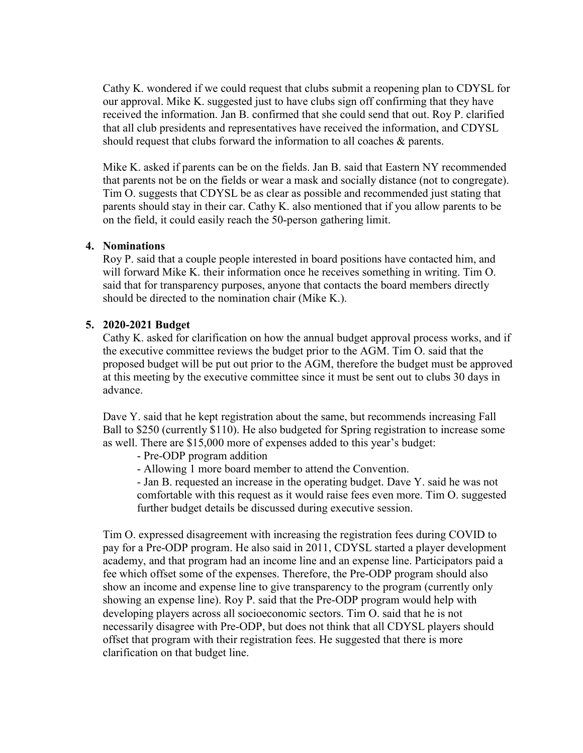Cathy K. wondered if we could request that clubs submit a reopening plan to CDYSL for our approval. Mike K. suggested just to have clubs sign off confirming that they have received the information. Jan B. confirmed that she could send that out. Roy P. clarified that all club presidents and representatives have received the information, and CDYSL should request that clubs forward the information to all coaches & parents.

Mike K. asked if parents can be on the fields. Jan B. said that Eastern NY recommended that parents not be on the fields or wear a mask and socially distance (not to congregate). Tim O. suggests that CDYSL be as clear as possible and recommended just stating that parents should stay in their car. Cathy K. also mentioned that if you allow parents to be on the field, it could easily reach the 50-person gathering limit.

**4. Nominations**

Roy P. said that a couple people interested in board positions have contacted him, and will forward Mike K. their information once he receives something in writing. Tim O. said that for transparency purposes, anyone that contacts the board members directly should be directed to the nomination chair (Mike K.).

**5. 2020-2021 Budget**

Cathy K. asked for clarification on how the annual budget approval process works, and if the executive committee reviews the budget prior to the AGM. Tim O. said that the proposed budget will be put out prior to the AGM, therefore the budget must be approved at this meeting by the executive committee since it must be sent out to clubs 30 days in advance.

Dave Y. said that he kept registration about the same, but recommends increasing Fall Ball to $250 (currently $110). He also budgeted for Spring registration to increase some as well. There are $15,000 more of expenses added to this year's budget:

- Pre-ODP program addition
- Allowing 1 more board member to attend the Convention.
- Jan B. requested an increase in the operating budget. Dave Y. said he was not comfortable with this request as it would raise fees even more. Tim O. suggested further budget details be discussed during executive session.

Tim O. expressed disagreement with increasing the registration fees during COVID to pay for a Pre-ODP program. He also said in 2011, CDYSL started a player development academy, and that program had an income line and an expense line. Participators paid a fee which offset some of the expenses. Therefore, the Pre-ODP program should also show an income and expense line to give transparency to the program (currently only showing an expense line). Roy P. said that the Pre-ODP program would help with developing players across all socioeconomic sectors. Tim O. said that he is not necessarily disagree with Pre-ODP, but does not think that all CDYSL players should offset that program with their registration fees. He suggested that there is more clarification on that budget line.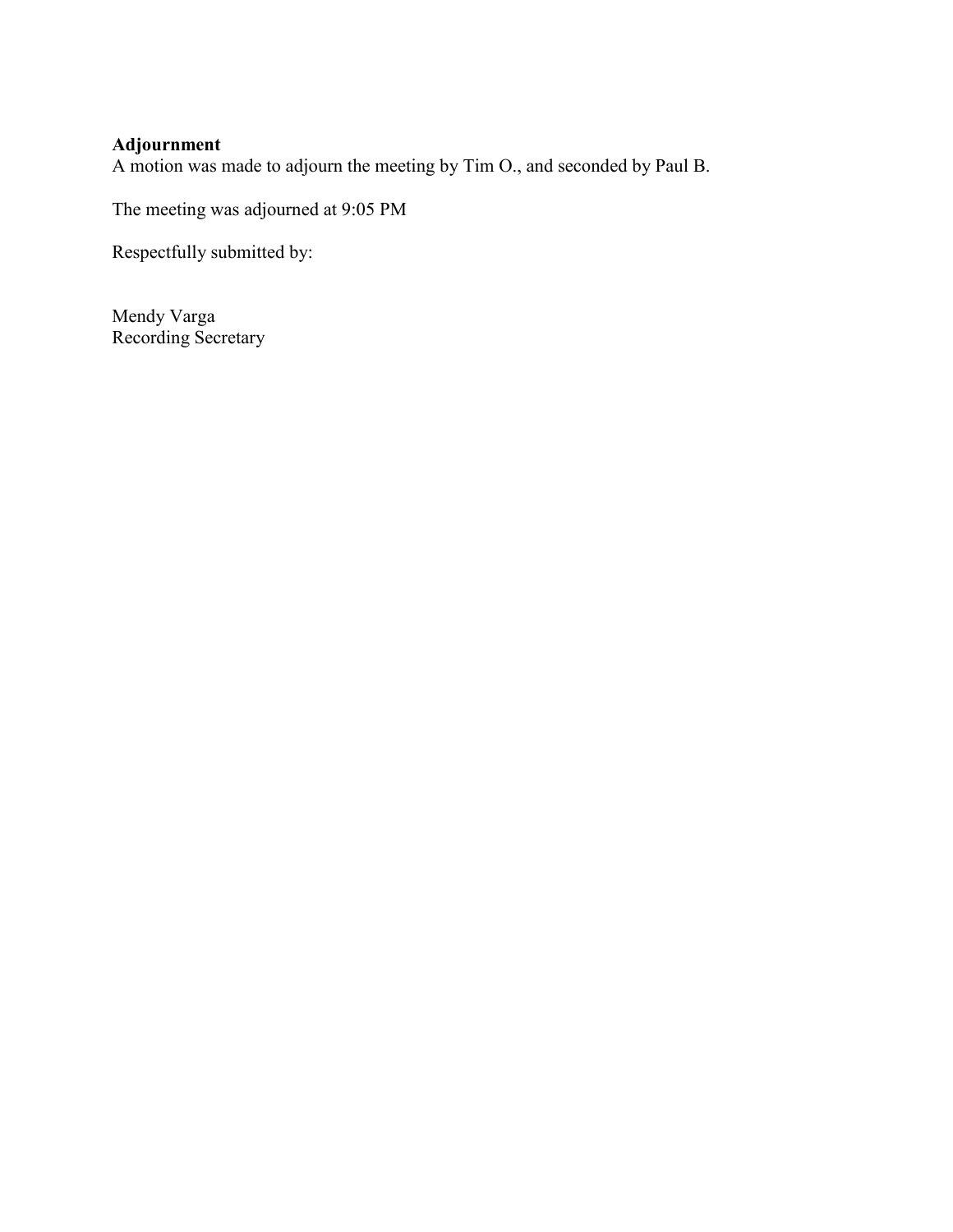**Adjournment**
A motion was made to adjourn the meeting by Tim O., and seconded by Paul B.

The meeting was adjourned at 9:05 PM

Respectfully submitted by:

Mendy Varga
Recording Secretary